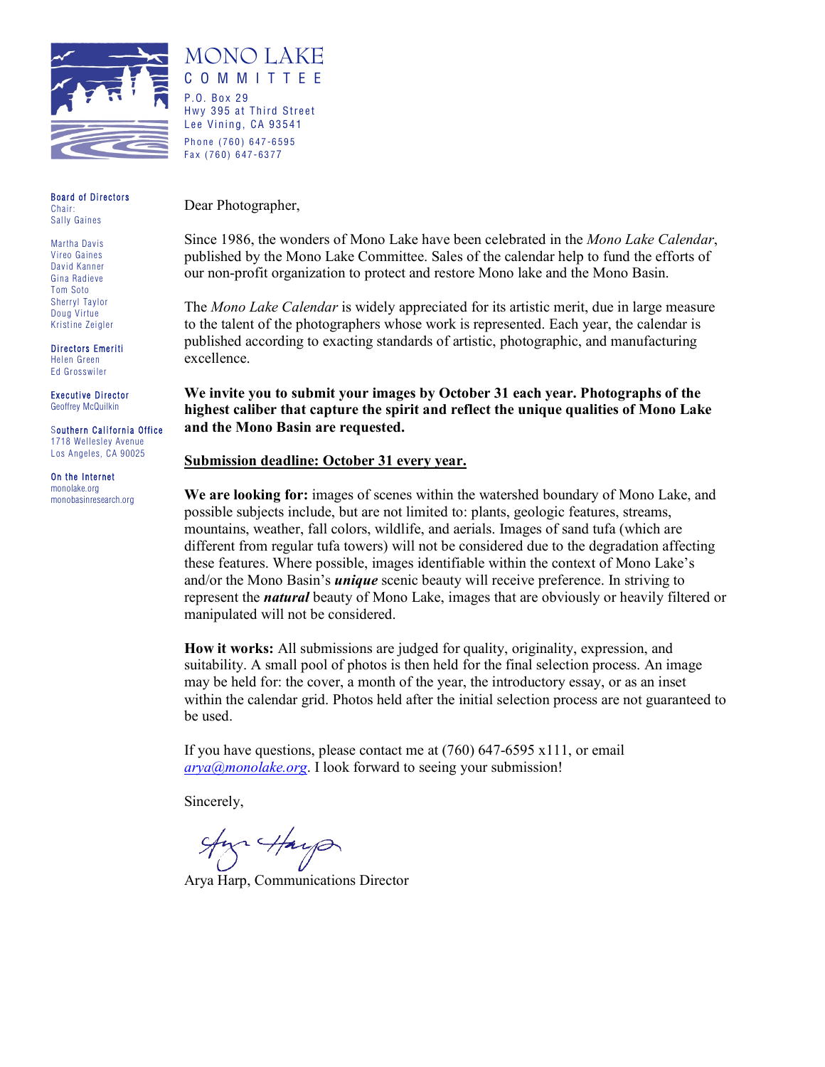# MONO LAKE COMMITTEE

P.O. Box 29
Hwy 395 at Third Street
Lee Vining, CA 93541
Phone (760) 647-6595
Fax (760) 647-6377

**Board of Directors**
Chair:
Sally Gaines

Martha Davis
Vireo Gaines
David Kanner
Gina Radieve
Tom Soto
Sherryl Taylor
Doug Virtue
Kristine Zeigler

**Directors Emeriti**
Helen Green
Ed Grosswiler

**Executive Director**
Geoffrey McQuilkin

**Southern California Office**
1718 Wellesley Avenue
Los Angeles, CA 90025

**On the Internet**
monolake.org
monobasinresearch.org

Dear Photographer,

Since 1986, the wonders of Mono Lake have been celebrated in the *Mono Lake Calendar*, published by the Mono Lake Committee. Sales of the calendar help to fund the efforts of our non-profit organization to protect and restore Mono lake and the Mono Basin.

The *Mono Lake Calendar* is widely appreciated for its artistic merit, due in large measure to the talent of the photographers whose work is represented. Each year, the calendar is published according to exacting standards of artistic, photographic, and manufacturing excellence.

**We invite you to submit your images by October 31 each year. Photographs of the highest caliber that capture the spirit and reflect the unique qualities of Mono Lake and the Mono Basin are requested.**

<u>**Submission deadline: October 31 every year.**</u>

**We are looking for:** images of scenes within the watershed boundary of Mono Lake, and possible subjects include, but are not limited to: plants, geologic features, streams, mountains, weather, fall colors, wildlife, and aerials. Images of sand tufa (which are different from regular tufa towers) will not be considered due to the degradation affecting these features. Where possible, images identifiable within the context of Mono Lake's and/or the Mono Basin's ***unique*** scenic beauty will receive preference. In striving to represent the ***natural*** beauty of Mono Lake, images that are obviously or heavily filtered or manipulated will not be considered.

**How it works:** All submissions are judged for quality, originality, expression, and suitability. A small pool of photos is then held for the final selection process. An image may be held for: the cover, a month of the year, the introductory essay, or as an inset within the calendar grid. Photos held after the initial selection process are not guaranteed to be used.

If you have questions, please contact me at (760) 647-6595 x111, or email *arya@monolake.org*. I look forward to seeing your submission!

Sincerely,

Arya Harp, Communications Director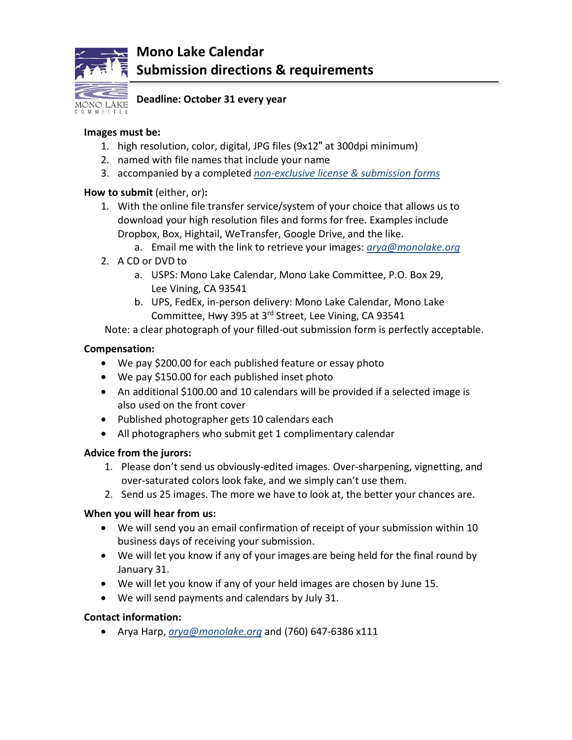# Mono Lake Calendar
# Submission directions & requirements

**Deadline: October 31 every year**

**Images must be:**

1. high resolution, color, digital, JPG files (9x12" at 300dpi minimum)
2. named with file names that include your name
3. accompanied by a completed *non-exclusive license & submission forms*

**How to submit** (either, or)**:**

1. With the online file transfer service/system of your choice that allows us to download your high resolution files and forms for free. Examples include Dropbox, Box, Hightail, WeTransfer, Google Drive, and the like.
   a. Email me with the link to retrieve your images: *arya@monolake.org*
2. A CD or DVD to
   a. USPS: Mono Lake Calendar, Mono Lake Committee, P.O. Box 29, Lee Vining, CA 93541
   b. UPS, FedEx, in-person delivery: Mono Lake Calendar, Mono Lake Committee, Hwy 395 at 3rd Street, Lee Vining, CA 93541

Note: a clear photograph of your filled-out submission form is perfectly acceptable.

**Compensation:**

- We pay $200.00 for each published feature or essay photo
- We pay $150.00 for each published inset photo
- An additional $100.00 and 10 calendars will be provided if a selected image is also used on the front cover
- Published photographer gets 10 calendars each
- All photographers who submit get 1 complimentary calendar

**Advice from the jurors:**

1. Please don't send us obviously-edited images. Over-sharpening, vignetting, and over-saturated colors look fake, and we simply can't use them.
2. Send us 25 images. The more we have to look at, the better your chances are.

**When you will hear from us:**

- We will send you an email confirmation of receipt of your submission within 10 business days of receiving your submission.
- We will let you know if any of your images are being held for the final round by January 31.
- We will let you know if any of your held images are chosen by June 15.
- We will send payments and calendars by July 31.

**Contact information:**

- Arya Harp, *arya@monolake.org* and (760) 647-6386 x111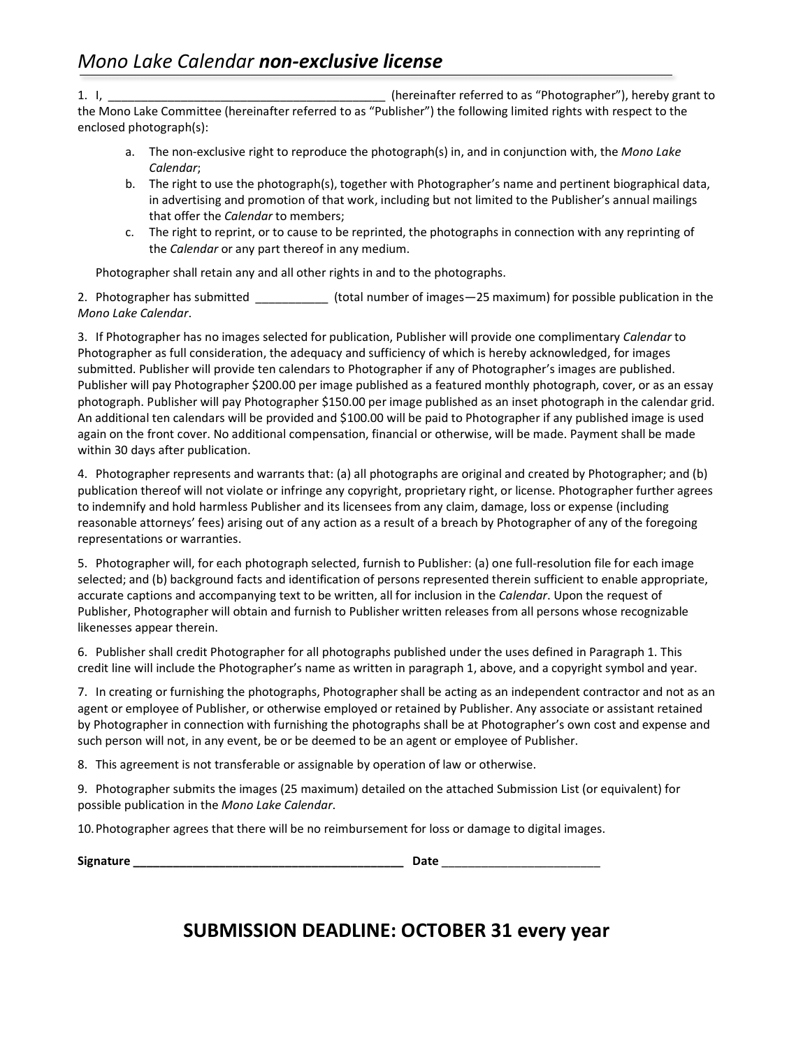# *Mono Lake Calendar* ***non-exclusive license***

1. I, _________________________________________ (hereinafter referred to as "Photographer"), hereby grant to the Mono Lake Committee (hereinafter referred to as "Publisher") the following limited rights with respect to the enclosed photograph(s):

   a. The non-exclusive right to reproduce the photograph(s) in, and in conjunction with, the *Mono Lake Calendar*;
   b. The right to use the photograph(s), together with Photographer's name and pertinent biographical data, in advertising and promotion of that work, including but not limited to the Publisher's annual mailings that offer the *Calendar* to members;
   c. The right to reprint, or to cause to be reprinted, the photographs in connection with any reprinting of the *Calendar* or any part thereof in any medium.

   Photographer shall retain any and all other rights in and to the photographs.

2. Photographer has submitted ___________ (total number of images—25 maximum) for possible publication in the *Mono Lake Calendar*.

3. If Photographer has no images selected for publication, Publisher will provide one complimentary *Calendar* to Photographer as full consideration, the adequacy and sufficiency of which is hereby acknowledged, for images submitted. Publisher will provide ten calendars to Photographer if any of Photographer's images are published. Publisher will pay Photographer $200.00 per image published as a featured monthly photograph, cover, or as an essay photograph. Publisher will pay Photographer $150.00 per image published as an inset photograph in the calendar grid. An additional ten calendars will be provided and $100.00 will be paid to Photographer if any published image is used again on the front cover. No additional compensation, financial or otherwise, will be made. Payment shall be made within 30 days after publication.

4. Photographer represents and warrants that: (a) all photographs are original and created by Photographer; and (b) publication thereof will not violate or infringe any copyright, proprietary right, or license. Photographer further agrees to indemnify and hold harmless Publisher and its licensees from any claim, damage, loss or expense (including reasonable attorneys' fees) arising out of any action as a result of a breach by Photographer of any of the foregoing representations or warranties.

5. Photographer will, for each photograph selected, furnish to Publisher: (a) one full-resolution file for each image selected; and (b) background facts and identification of persons represented therein sufficient to enable appropriate, accurate captions and accompanying text to be written, all for inclusion in the *Calendar*. Upon the request of Publisher, Photographer will obtain and furnish to Publisher written releases from all persons whose recognizable likenesses appear therein.

6. Publisher shall credit Photographer for all photographs published under the uses defined in Paragraph 1. This credit line will include the Photographer's name as written in paragraph 1, above, and a copyright symbol and year.

7. In creating or furnishing the photographs, Photographer shall be acting as an independent contractor and not as an agent or employee of Publisher, or otherwise employed or retained by Publisher. Any associate or assistant retained by Photographer in connection with furnishing the photographs shall be at Photographer's own cost and expense and such person will not, in any event, be or be deemed to be an agent or employee of Publisher.

8. This agreement is not transferable or assignable by operation of law or otherwise.

9. Photographer submits the images (25 maximum) detailed on the attached Submission List (or equivalent) for possible publication in the *Mono Lake Calendar*.

10. Photographer agrees that there will be no reimbursement for loss or damage to digital images.

**Signature _________________________________________ Date** _______________________

## SUBMISSION DEADLINE: OCTOBER 31 every year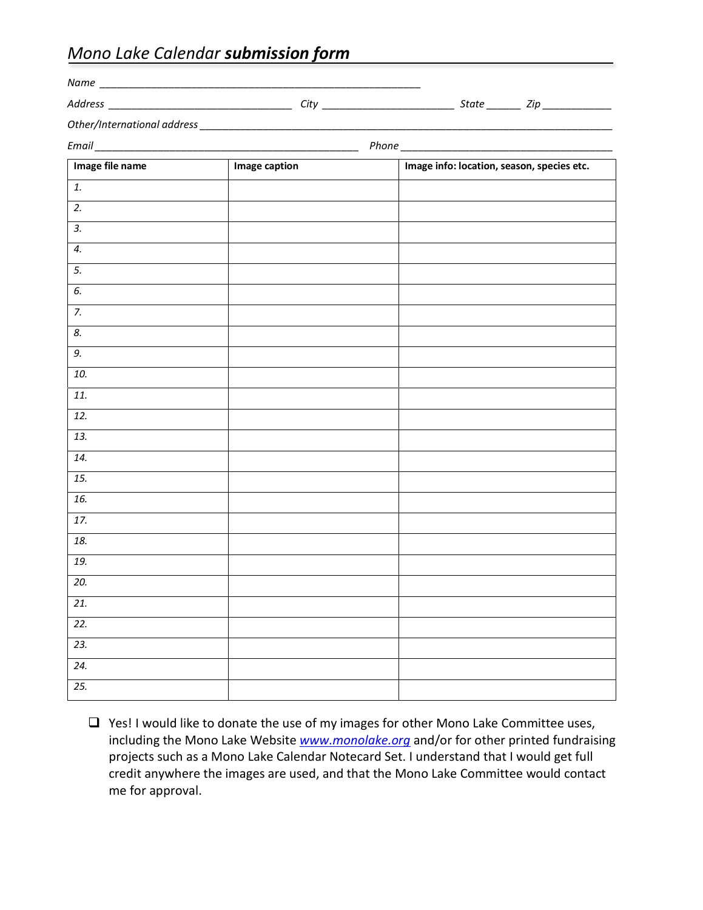# *Mono Lake Calendar* **submission form**

*Name* ___________________________________________________________

*Address* __________________________________ *City* _________________________ *State* ______ *Zip* ____________

*Other/International address* ______________________________________________________________________________

*Email* __________________________________________________ *Phone* ________________________________________

| Image file name | Image caption | Image info: location, season, species etc. |
|---|---|---|
| *1.* | | |
| *2.* | | |
| *3.* | | |
| *4.* | | |
| *5.* | | |
| *6.* | | |
| *7.* | | |
| *8.* | | |
| *9.* | | |
| *10.* | | |
| *11.* | | |
| *12.* | | |
| *13.* | | |
| *14.* | | |
| *15.* | | |
| *16.* | | |
| *17.* | | |
| *18.* | | |
| *19.* | | |
| *20.* | | |
| *21.* | | |
| *22.* | | |
| *23.* | | |
| *24.* | | |
| *25.* | | |

- [ ] Yes! I would like to donate the use of my images for other Mono Lake Committee uses, including the Mono Lake Website *www.monolake.org* and/or for other printed fundraising projects such as a Mono Lake Calendar Notecard Set. I understand that I would get full credit anywhere the images are used, and that the Mono Lake Committee would contact me for approval.